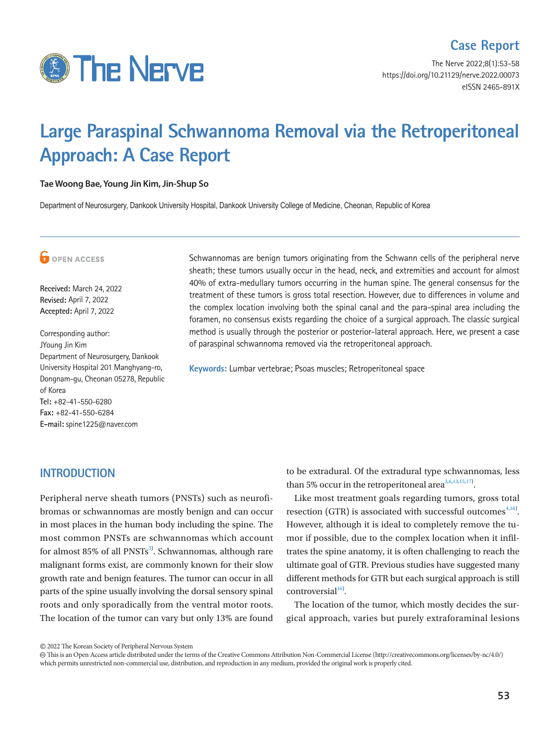Case Report

# Large Paraspinal Schwannoma Removal via the Retroperitoneal Approach: A Case Report

**Tae Woong Bae, Young Jin Kim, Jin-Shup So**

Department of Neurosurgery, Dankook University Hospital, Dankook University College of Medicine, Cheonan, Republic of Korea

OPEN ACCESS

**Received:** March 24, 2022
**Revised:** April 7, 2022
**Accepted:** April 7, 2022

Corresponding author:
JYoung Jin Kim
Department of Neurosurgery, Dankook University Hospital 201 Manghyang-ro, Dongnam-gu, Cheonan 05278, Republic of Korea
**Tel:** +82-41-550-6280
**Fax:** +82-41-550-6284
**E-mail:** spine1225@naver.com

Schwannomas are benign tumors originating from the Schwann cells of the peripheral nerve sheath; these tumors usually occur in the head, neck, and extremities and account for almost 40% of extra-medullary tumors occurring in the human spine. The general consensus for the treatment of these tumors is gross total resection. However, due to differences in volume and the complex location involving both the spinal canal and the para-spinal area including the foramen, no consensus exists regarding the choice of a surgical approach. The classic surgical method is usually through the posterior or posterior-lateral approach. Here, we present a case of paraspinal schwannoma removed via the retroperitoneal approach.

**Keywords:** Lumbar vertebrae; Psoas muscles; Retroperitoneal space

## INTRODUCTION

Peripheral nerve sheath tumors (PNSTs) such as neurofibromas or schwannomas are mostly benign and can occur in most places in the human body including the spine. The most common PNSTs are schwannomas which account for almost 85% of all PNSTs[3]. Schwannomas, although rare malignant forms exist, are commonly known for their slow growth rate and benign features. The tumor can occur in all parts of the spine usually involving the dorsal sensory spinal roots and only sporadically from the ventral motor roots. The location of the tumor can vary but only 13% are found to be extradural. Of the extradural type schwannomas, less than 5% occur in the retroperitoneal area[3,6,13,15,17].

Like most treatment goals regarding tumors, gross total resection (GTR) is associated with successful outcomes[4,16]. However, although it is ideal to completely remove the tumor if possible, due to the complex location when it infiltrates the spine anatomy, it is often challenging to reach the ultimate goal of GTR. Previous studies have suggested many different methods for GTR but each surgical approach is still controversial[16].

The location of the tumor, which mostly decides the surgical approach, varies but purely extraforaminal lesions

© 2022 The Korean Society of Peripheral Nervous System
This is an Open Access article distributed under the terms of the Creative Commons Attribution Non-Commercial License (http://creativecommons.org/licenses/by-nc/4.0/) which permits unrestricted non-commercial use, distribution, and reproduction in any medium, provided the original work is properly cited.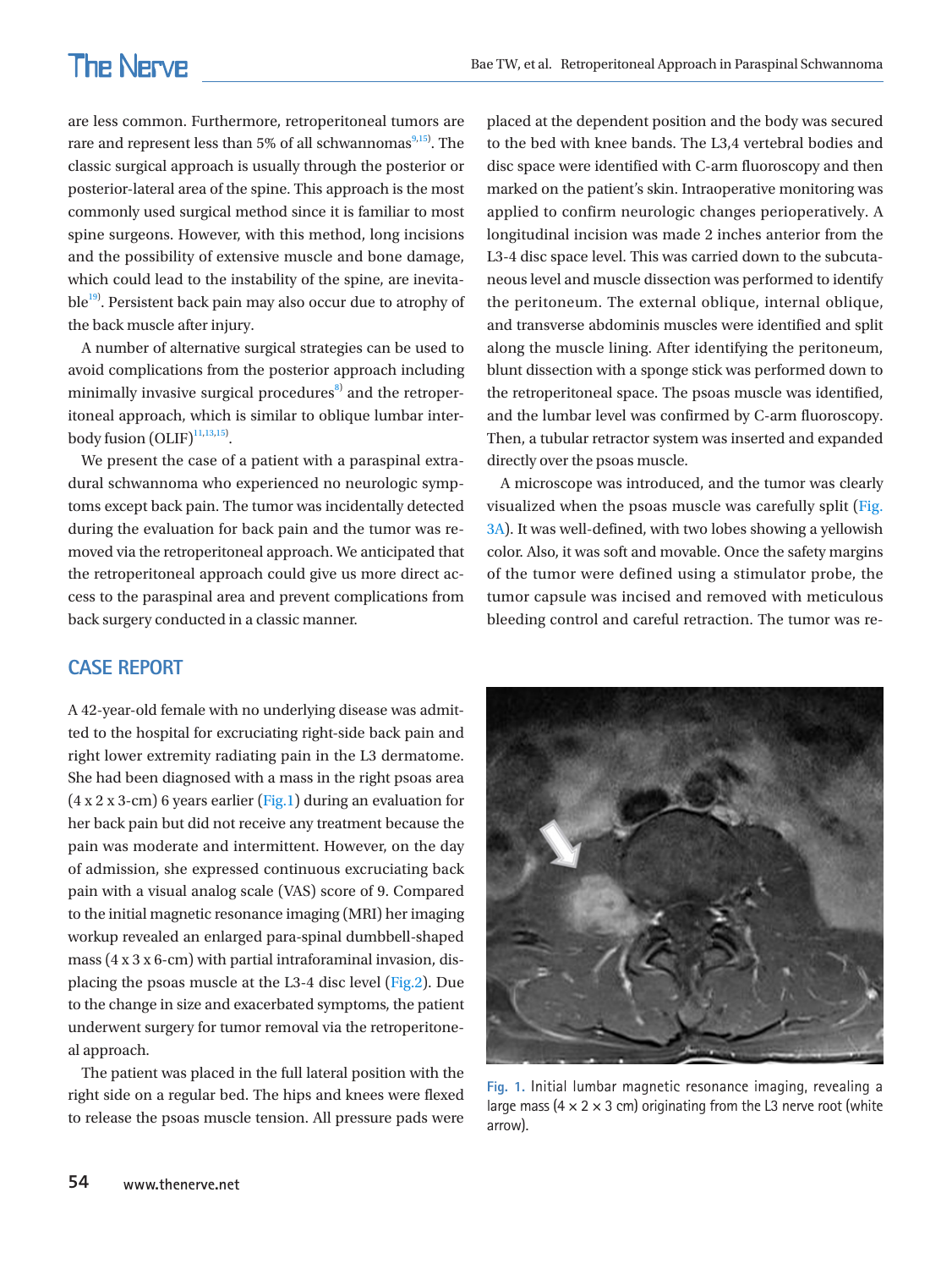are less common. Furthermore, retroperitoneal tumors are rare and represent less than 5% of all schwannomas[9,15]. The classic surgical approach is usually through the posterior or posterior-lateral area of the spine. This approach is the most commonly used surgical method since it is familiar to most spine surgeons. However, with this method, long incisions and the possibility of extensive muscle and bone damage, which could lead to the instability of the spine, are inevitable[19]. Persistent back pain may also occur due to atrophy of the back muscle after injury.

A number of alternative surgical strategies can be used to avoid complications from the posterior approach including minimally invasive surgical procedures[8] and the retroperitoneal approach, which is similar to oblique lumbar interbody fusion (OLIF)[11,13,15].

We present the case of a patient with a paraspinal extradural schwannoma who experienced no neurologic symptoms except back pain. The tumor was incidentally detected during the evaluation for back pain and the tumor was removed via the retroperitoneal approach. We anticipated that the retroperitoneal approach could give us more direct access to the paraspinal area and prevent complications from back surgery conducted in a classic manner.

## CASE REPORT

A 42-year-old female with no underlying disease was admitted to the hospital for excruciating right-side back pain and right lower extremity radiating pain in the L3 dermatome. She had been diagnosed with a mass in the right psoas area (4 x 2 x 3-cm) 6 years earlier (Fig.1) during an evaluation for her back pain but did not receive any treatment because the pain was moderate and intermittent. However, on the day of admission, she expressed continuous excruciating back pain with a visual analog scale (VAS) score of 9. Compared to the initial magnetic resonance imaging (MRI) her imaging workup revealed an enlarged para-spinal dumbbell-shaped mass (4 x 3 x 6-cm) with partial intraforaminal invasion, displacing the psoas muscle at the L3-4 disc level (Fig.2). Due to the change in size and exacerbated symptoms, the patient underwent surgery for tumor removal via the retroperitoneal approach.

The patient was placed in the full lateral position with the right side on a regular bed. The hips and knees were flexed to release the psoas muscle tension. All pressure pads were placed at the dependent position and the body was secured to the bed with knee bands. The L3,4 vertebral bodies and disc space were identified with C-arm fluoroscopy and then marked on the patient's skin. Intraoperative monitoring was applied to confirm neurologic changes perioperatively. A longitudinal incision was made 2 inches anterior from the L3-4 disc space level. This was carried down to the subcutaneous level and muscle dissection was performed to identify the peritoneum. The external oblique, internal oblique, and transverse abdominis muscles were identified and split along the muscle lining. After identifying the peritoneum, blunt dissection with a sponge stick was performed down to the retroperitoneal space. The psoas muscle was identified, and the lumbar level was confirmed by C-arm fluoroscopy. Then, a tubular retractor system was inserted and expanded directly over the psoas muscle.

A microscope was introduced, and the tumor was clearly visualized when the psoas muscle was carefully split (Fig. 3A). It was well-defined, with two lobes showing a yellowish color. Also, it was soft and movable. Once the safety margins of the tumor were defined using a stimulator probe, the tumor capsule was incised and removed with meticulous bleeding control and careful retraction. The tumor was re-

Fig. 1. Initial lumbar magnetic resonance imaging, revealing a large mass (4 × 2 × 3 cm) originating from the L3 nerve root (white arrow).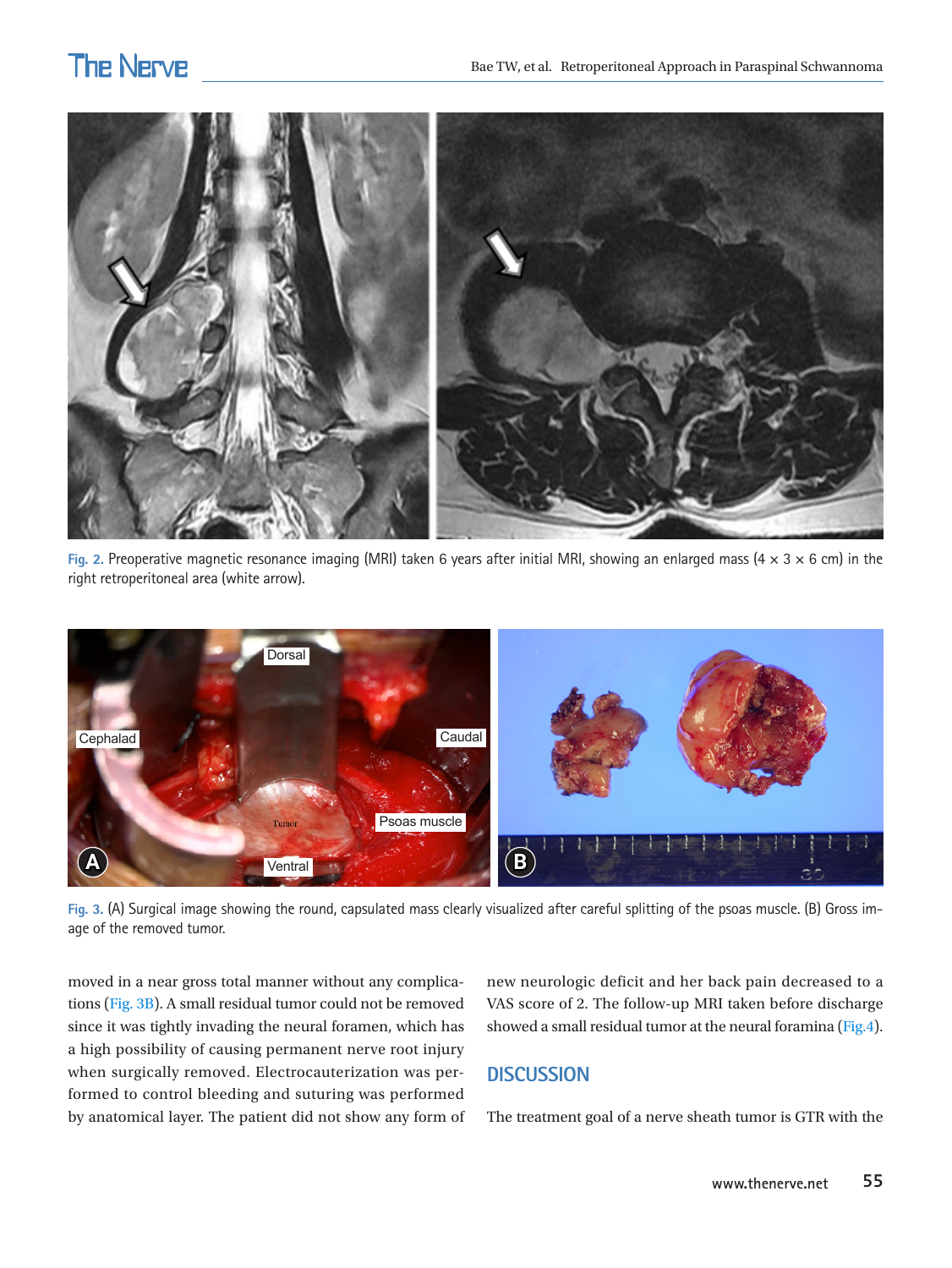Fig. 2. Preoperative magnetic resonance imaging (MRI) taken 6 years after initial MRI, showing an enlarged mass (4 × 3 × 6 cm) in the right retroperitoneal area (white arrow).

Fig. 3. (A) Surgical image showing the round, capsulated mass clearly visualized after careful splitting of the psoas muscle. (B) Gross image of the removed tumor.

moved in a near gross total manner without any complications (Fig. 3B). A small residual tumor could not be removed since it was tightly invading the neural foramen, which has a high possibility of causing permanent nerve root injury when surgically removed. Electrocauterization was performed to control bleeding and suturing was performed by anatomical layer. The patient did not show any form of new neurologic deficit and her back pain decreased to a VAS score of 2. The follow-up MRI taken before discharge showed a small residual tumor at the neural foramina (Fig.4).

## DISCUSSION

The treatment goal of a nerve sheath tumor is GTR with the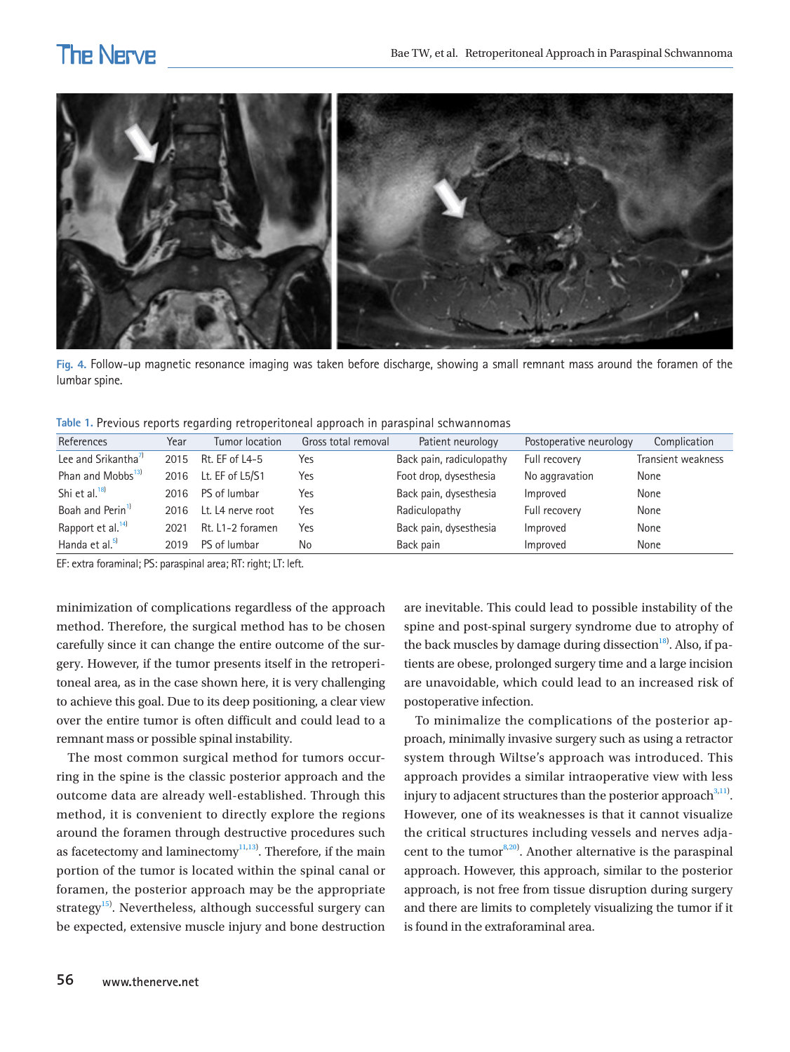Fig. 4. Follow-up magnetic resonance imaging was taken before discharge, showing a small remnant mass around the foramen of the lumbar spine.

Table 1. Previous reports regarding retroperitoneal approach in paraspinal schwannomas

| References | Year | Tumor location | Gross total removal | Patient neurology | Postoperative neurology | Complication |
|---|---|---|---|---|---|---|
| Lee and Srikantha[7] | 2015 | Rt. EF of L4-5 | Yes | Back pain, radiculopathy | Full recovery | Transient weakness |
| Phan and Mobbs[13] | 2016 | Lt. EF of L5/S1 | Yes | Foot drop, dysesthesia | No aggravation | None |
| Shi et al.[18] | 2016 | PS of lumbar | Yes | Back pain, dysesthesia | Improved | None |
| Boah and Perin[1] | 2016 | Lt. L4 nerve root | Yes | Radiculopathy | Full recovery | None |
| Rapport et al.[14] | 2021 | Rt. L1-2 foramen | Yes | Back pain, dysesthesia | Improved | None |
| Handa et al.[5] | 2019 | PS of lumbar | No | Back pain | Improved | None |

EF: extra foraminal; PS: paraspinal area; RT: right; LT: left.

minimization of complications regardless of the approach method. Therefore, the surgical method has to be chosen carefully since it can change the entire outcome of the surgery. However, if the tumor presents itself in the retroperitoneal area, as in the case shown here, it is very challenging to achieve this goal. Due to its deep positioning, a clear view over the entire tumor is often difficult and could lead to a remnant mass or possible spinal instability.

The most common surgical method for tumors occurring in the spine is the classic posterior approach and the outcome data are already well-established. Through this method, it is convenient to directly explore the regions around the foramen through destructive procedures such as facetectomy and laminectomy[11,13]. Therefore, if the main portion of the tumor is located within the spinal canal or foramen, the posterior approach may be the appropriate strategy[15]. Nevertheless, although successful surgery can be expected, extensive muscle injury and bone destruction are inevitable. This could lead to possible instability of the spine and post-spinal surgery syndrome due to atrophy of the back muscles by damage during dissection[18]. Also, if patients are obese, prolonged surgery time and a large incision are unavoidable, which could lead to an increased risk of postoperative infection.

To minimalize the complications of the posterior approach, minimally invasive surgery such as using a retractor system through Wiltse's approach was introduced. This approach provides a similar intraoperative view with less injury to adjacent structures than the posterior approach[3,11]. However, one of its weaknesses is that it cannot visualize the critical structures including vessels and nerves adjacent to the tumor[8,20]. Another alternative is the paraspinal approach. However, this approach, similar to the posterior approach, is not free from tissue disruption during surgery and there are limits to completely visualizing the tumor if it is found in the extraforaminal area.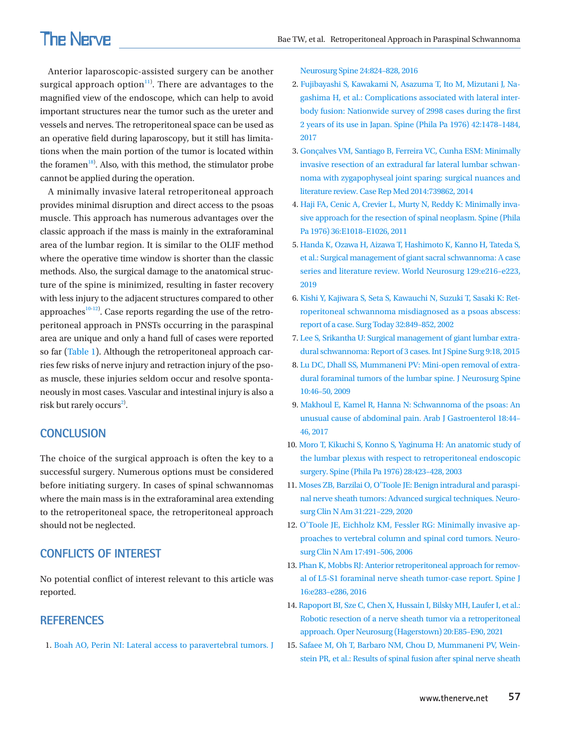Anterior laparoscopic-assisted surgery can be another surgical approach option[11]. There are advantages to the magnified view of the endoscope, which can help to avoid important structures near the tumor such as the ureter and vessels and nerves. The retroperitoneal space can be used as an operative field during laparoscopy, but it still has limitations when the main portion of the tumor is located within the foramen[18]. Also, with this method, the stimulator probe cannot be applied during the operation.

A minimally invasive lateral retroperitoneal approach provides minimal disruption and direct access to the psoas muscle. This approach has numerous advantages over the classic approach if the mass is mainly in the extraforaminal area of the lumbar region. It is similar to the OLIF method where the operative time window is shorter than the classic methods. Also, the surgical damage to the anatomical structure of the spine is minimized, resulting in faster recovery with less injury to the adjacent structures compared to other approaches[10-12]. Case reports regarding the use of the retroperitoneal approach in PNSTs occurring in the paraspinal area are unique and only a hand full of cases were reported so far (Table 1). Although the retroperitoneal approach carries few risks of nerve injury and retraction injury of the psoas muscle, these injuries seldom occur and resolve spontaneously in most cases. Vascular and intestinal injury is also a risk but rarely occurs[2].

## CONCLUSION

The choice of the surgical approach is often the key to a successful surgery. Numerous options must be considered before initiating surgery. In cases of spinal schwannomas where the main mass is in the extraforaminal area extending to the retroperitoneal space, the retroperitoneal approach should not be neglected.

## CONFLICTS OF INTEREST

No potential conflict of interest relevant to this article was reported.

## REFERENCES

1. Boah AO, Perin NI: Lateral access to paravertebral tumors. J Neurosurg Spine 24:824–828, 2016
2. Fujibayashi S, Kawakami N, Asazuma T, Ito M, Mizutani J, Nagashima H, et al.: Complications associated with lateral interbody fusion: Nationwide survey of 2998 cases during the first 2 years of its use in Japan. Spine (Phila Pa 1976) 42:1478–1484, 2017
3. Gonçalves VM, Santiago B, Ferreira VC, Cunha ESM: Minimally invasive resection of an extradural far lateral lumbar schwannoma with zygapophyseal joint sparing: surgical nuances and literature review. Case Rep Med 2014:739862, 2014
4. Haji FA, Cenic A, Crevier L, Murty N, Reddy K: Minimally invasive approach for the resection of spinal neoplasm. Spine (Phila Pa 1976) 36:E1018–E1026, 2011
5. Handa K, Ozawa H, Aizawa T, Hashimoto K, Kanno H, Tateda S, et al.: Surgical management of giant sacral schwannoma: A case series and literature review. World Neurosurg 129:e216–e223, 2019
6. Kishi Y, Kajiwara S, Seta S, Kawauchi N, Suzuki T, Sasaki K: Retroperitoneal schwannoma misdiagnosed as a psoas abscess: report of a case. Surg Today 32:849–852, 2002
7. Lee S, Srikantha U: Surgical management of giant lumbar extradural schwannoma: Report of 3 cases. Int J Spine Surg 9:18, 2015
8. Lu DC, Dhall SS, Mummaneni PV: Mini-open removal of extradural foraminal tumors of the lumbar spine. J Neurosurg Spine 10:46–50, 2009
9. Makhoul E, Kamel R, Hanna N: Schwannoma of the psoas: An unusual cause of abdominal pain. Arab J Gastroenterol 18:44–46, 2017
10. Moro T, Kikuchi S, Konno S, Yaginuma H: An anatomic study of the lumbar plexus with respect to retroperitoneal endoscopic surgery. Spine (Phila Pa 1976) 28:423–428, 2003
11. Moses ZB, Barzilai O, O'Toole JE: Benign intradural and paraspinal nerve sheath tumors: Advanced surgical techniques. Neurosurg Clin N Am 31:221–229, 2020
12. O'Toole JE, Eichholz KM, Fessler RG: Minimally invasive approaches to vertebral column and spinal cord tumors. Neurosurg Clin N Am 17:491–506, 2006
13. Phan K, Mobbs RJ: Anterior retroperitoneal approach for removal of L5-S1 foraminal nerve sheath tumor-case report. Spine J 16:e283–e286, 2016
14. Rapoport BI, Sze C, Chen X, Hussain I, Bilsky MH, Laufer I, et al.: Robotic resection of a nerve sheath tumor via a retroperitoneal approach. Oper Neurosurg (Hagerstown) 20:E85–E90, 2021
15. Safaee M, Oh T, Barbaro NM, Chou D, Mummaneni PV, Weinstein PR, et al.: Results of spinal fusion after spinal nerve sheath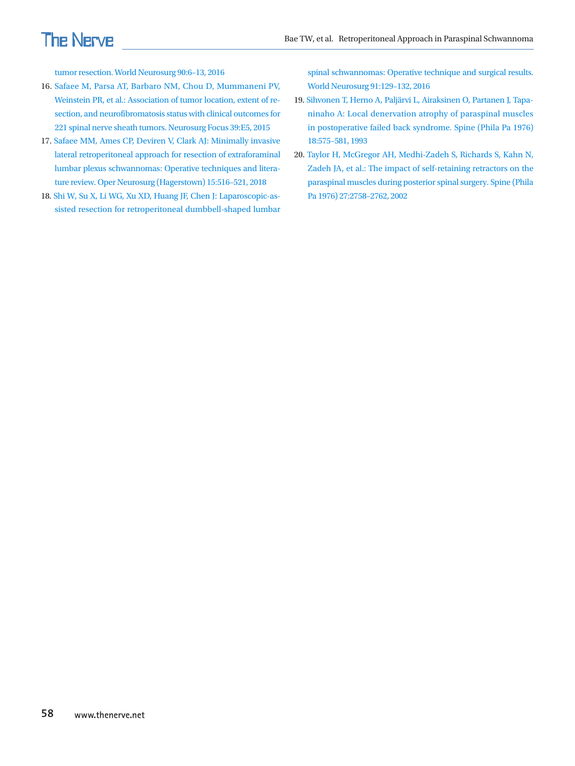tumor resection. World Neurosurg 90:6–13, 2016

16. Safaee M, Parsa AT, Barbaro NM, Chou D, Mummaneni PV, Weinstein PR, et al.: Association of tumor location, extent of resection, and neurofibromatosis status with clinical outcomes for 221 spinal nerve sheath tumors. Neurosurg Focus 39:E5, 2015
17. Safaee MM, Ames CP, Deviren V, Clark AJ: Minimally invasive lateral retroperitoneal approach for resection of extraforaminal lumbar plexus schwannomas: Operative techniques and literature review. Oper Neurosurg (Hagerstown) 15:516–521, 2018
18. Shi W, Su X, Li WG, Xu XD, Huang JF, Chen J: Laparoscopic-assisted resection for retroperitoneal dumbbell-shaped lumbar spinal schwannomas: Operative technique and surgical results. World Neurosurg 91:129–132, 2016
19. Sihvonen T, Herno A, Paljärvi L, Airaksinen O, Partanen J, Tapaninaho A: Local denervation atrophy of paraspinal muscles in postoperative failed back syndrome. Spine (Phila Pa 1976) 18:575–581, 1993
20. Taylor H, McGregor AH, Medhi-Zadeh S, Richards S, Kahn N, Zadeh JA, et al.: The impact of self-retaining retractors on the paraspinal muscles during posterior spinal surgery. Spine (Phila Pa 1976) 27:2758–2762, 2002